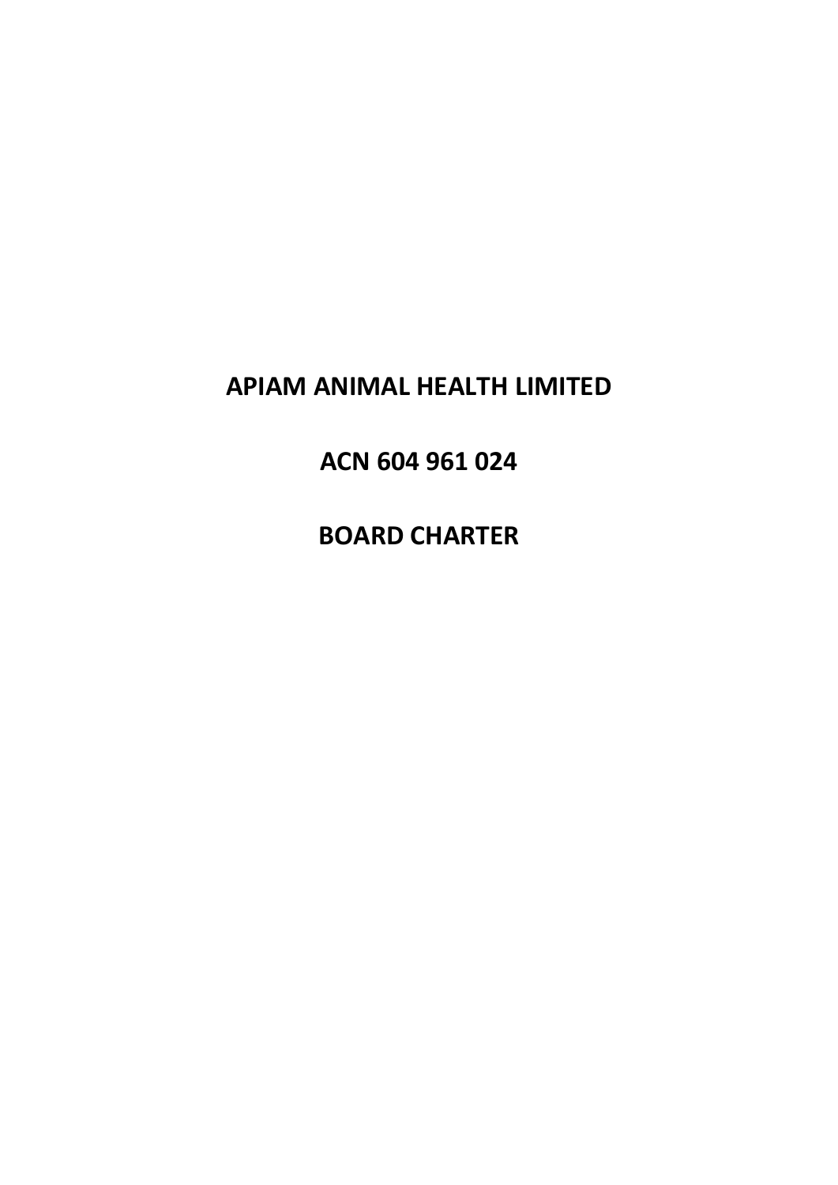# APIAM ANIMAL HEALTH LIMITED

# ACN 604 961 024

# BOARD CHARTER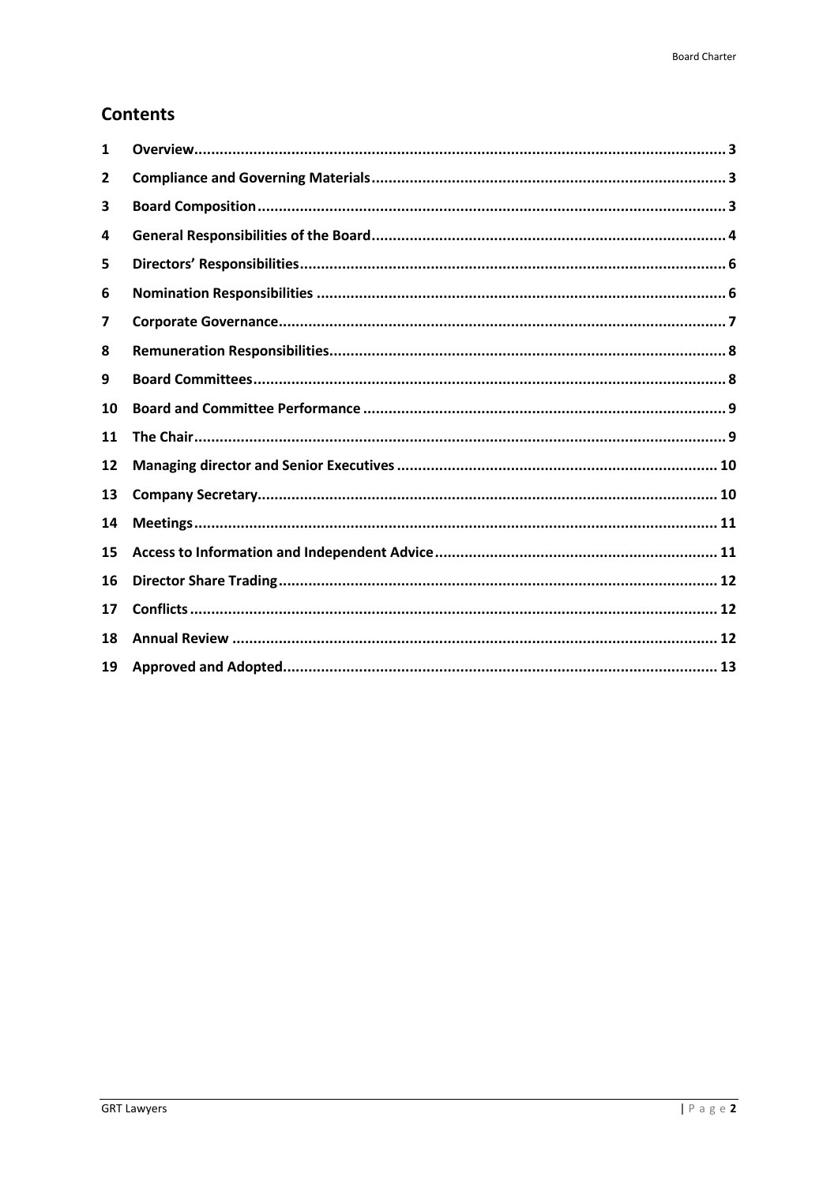## Contents

| | | |
|---|---|---|
| 1 | Overview | 3 |
| 2 | Compliance and Governing Materials | 3 |
| 3 | Board Composition | 3 |
| 4 | General Responsibilities of the Board | 4 |
| 5 | Directors' Responsibilities | 6 |
| 6 | Nomination Responsibilities | 6 |
| 7 | Corporate Governance | 7 |
| 8 | Remuneration Responsibilities | 8 |
| 9 | Board Committees | 8 |
| 10 | Board and Committee Performance | 9 |
| 11 | The Chair | 9 |
| 12 | Managing director and Senior Executives | 10 |
| 13 | Company Secretary | 10 |
| 14 | Meetings | 11 |
| 15 | Access to Information and Independent Advice | 11 |
| 16 | Director Share Trading | 12 |
| 17 | Conflicts | 12 |
| 18 | Annual Review | 12 |
| 19 | Approved and Adopted | 13 |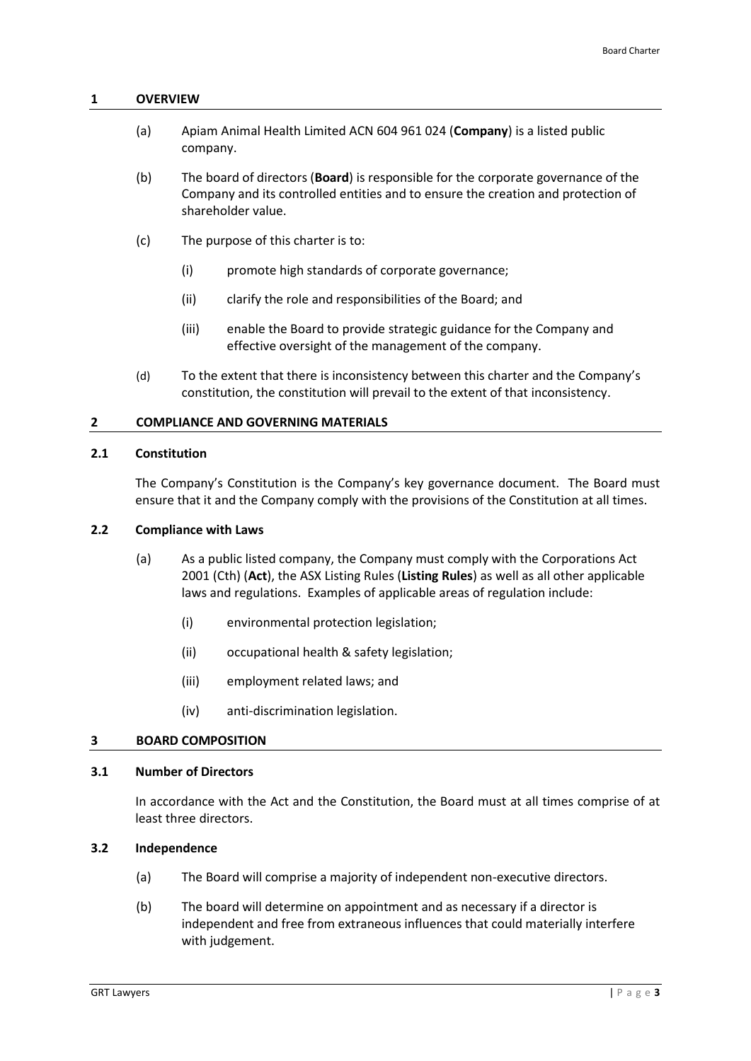## 1 OVERVIEW

(a) Apiam Animal Health Limited ACN 604 961 024 (**Company**) is a listed public company.

(b) The board of directors (**Board**) is responsible for the corporate governance of the Company and its controlled entities and to ensure the creation and protection of shareholder value.

(c) The purpose of this charter is to:

(i) promote high standards of corporate governance;

(ii) clarify the role and responsibilities of the Board; and

(iii) enable the Board to provide strategic guidance for the Company and effective oversight of the management of the company.

(d) To the extent that there is inconsistency between this charter and the Company's constitution, the constitution will prevail to the extent of that inconsistency.

## 2 COMPLIANCE AND GOVERNING MATERIALS

### 2.1 Constitution

The Company's Constitution is the Company's key governance document. The Board must ensure that it and the Company comply with the provisions of the Constitution at all times.

### 2.2 Compliance with Laws

(a) As a public listed company, the Company must comply with the Corporations Act 2001 (Cth) (**Act**), the ASX Listing Rules (**Listing Rules**) as well as all other applicable laws and regulations. Examples of applicable areas of regulation include:

(i) environmental protection legislation;

(ii) occupational health & safety legislation;

(iii) employment related laws; and

(iv) anti-discrimination legislation.

## 3 BOARD COMPOSITION

### 3.1 Number of Directors

In accordance with the Act and the Constitution, the Board must at all times comprise of at least three directors.

### 3.2 Independence

(a) The Board will comprise a majority of independent non-executive directors.

(b) The board will determine on appointment and as necessary if a director is independent and free from extraneous influences that could materially interfere with judgement.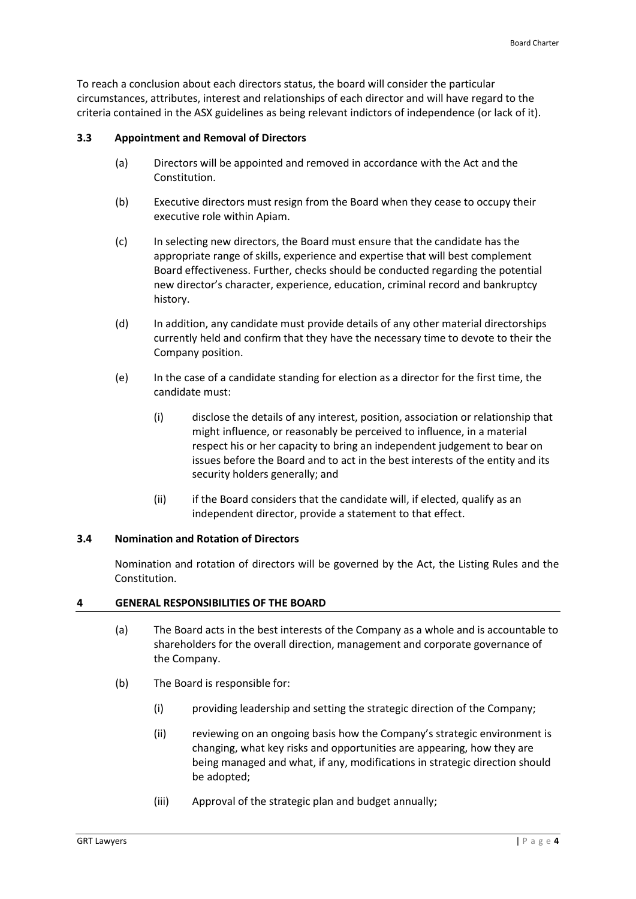To reach a conclusion about each directors status, the board will consider the particular circumstances, attributes, interest and relationships of each director and will have regard to the criteria contained in the ASX guidelines as being relevant indictors of independence (or lack of it).

### 3.3 Appointment and Removal of Directors

(a) Directors will be appointed and removed in accordance with the Act and the Constitution.

(b) Executive directors must resign from the Board when they cease to occupy their executive role within Apiam.

(c) In selecting new directors, the Board must ensure that the candidate has the appropriate range of skills, experience and expertise that will best complement Board effectiveness. Further, checks should be conducted regarding the potential new director's character, experience, education, criminal record and bankruptcy history.

(d) In addition, any candidate must provide details of any other material directorships currently held and confirm that they have the necessary time to devote to their the Company position.

(e) In the case of a candidate standing for election as a director for the first time, the candidate must:

  (i) disclose the details of any interest, position, association or relationship that might influence, or reasonably be perceived to influence, in a material respect his or her capacity to bring an independent judgement to bear on issues before the Board and to act in the best interests of the entity and its security holders generally; and

  (ii) if the Board considers that the candidate will, if elected, qualify as an independent director, provide a statement to that effect.

### 3.4 Nomination and Rotation of Directors

Nomination and rotation of directors will be governed by the Act, the Listing Rules and the Constitution.

## 4 GENERAL RESPONSIBILITIES OF THE BOARD

(a) The Board acts in the best interests of the Company as a whole and is accountable to shareholders for the overall direction, management and corporate governance of the Company.

(b) The Board is responsible for:

  (i) providing leadership and setting the strategic direction of the Company;

  (ii) reviewing on an ongoing basis how the Company's strategic environment is changing, what key risks and opportunities are appearing, how they are being managed and what, if any, modifications in strategic direction should be adopted;

  (iii) Approval of the strategic plan and budget annually;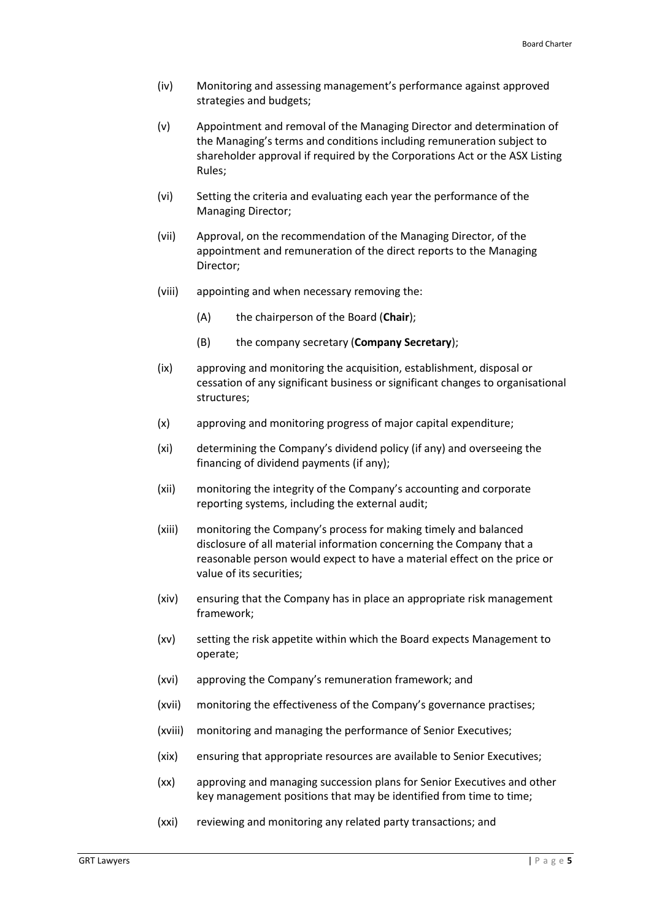(iv) Monitoring and assessing management's performance against approved strategies and budgets;

(v) Appointment and removal of the Managing Director and determination of the Managing's terms and conditions including remuneration subject to shareholder approval if required by the Corporations Act or the ASX Listing Rules;

(vi) Setting the criteria and evaluating each year the performance of the Managing Director;

(vii) Approval, on the recommendation of the Managing Director, of the appointment and remuneration of the direct reports to the Managing Director;

(viii) appointing and when necessary removing the:

  (A) the chairperson of the Board (**Chair**);

  (B) the company secretary (**Company Secretary**);

(ix) approving and monitoring the acquisition, establishment, disposal or cessation of any significant business or significant changes to organisational structures;

(x) approving and monitoring progress of major capital expenditure;

(xi) determining the Company's dividend policy (if any) and overseeing the financing of dividend payments (if any);

(xii) monitoring the integrity of the Company's accounting and corporate reporting systems, including the external audit;

(xiii) monitoring the Company's process for making timely and balanced disclosure of all material information concerning the Company that a reasonable person would expect to have a material effect on the price or value of its securities;

(xiv) ensuring that the Company has in place an appropriate risk management framework;

(xv) setting the risk appetite within which the Board expects Management to operate;

(xvi) approving the Company's remuneration framework; and

(xvii) monitoring the effectiveness of the Company's governance practises;

(xviii) monitoring and managing the performance of Senior Executives;

(xix) ensuring that appropriate resources are available to Senior Executives;

(xx) approving and managing succession plans for Senior Executives and other key management positions that may be identified from time to time;

(xxi) reviewing and monitoring any related party transactions; and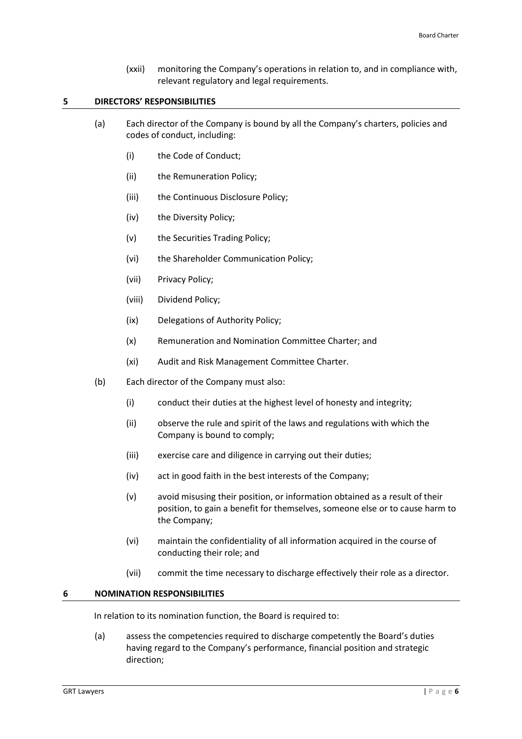(xxii) monitoring the Company's operations in relation to, and in compliance with, relevant regulatory and legal requirements.

## 5 DIRECTORS' RESPONSIBILITIES

(a) Each director of the Company is bound by all the Company's charters, policies and codes of conduct, including:

(i) the Code of Conduct;

(ii) the Remuneration Policy;

(iii) the Continuous Disclosure Policy;

(iv) the Diversity Policy;

(v) the Securities Trading Policy;

(vi) the Shareholder Communication Policy;

(vii) Privacy Policy;

(viii) Dividend Policy;

(ix) Delegations of Authority Policy;

(x) Remuneration and Nomination Committee Charter; and

(xi) Audit and Risk Management Committee Charter.

(b) Each director of the Company must also:

(i) conduct their duties at the highest level of honesty and integrity;

(ii) observe the rule and spirit of the laws and regulations with which the Company is bound to comply;

(iii) exercise care and diligence in carrying out their duties;

(iv) act in good faith in the best interests of the Company;

(v) avoid misusing their position, or information obtained as a result of their position, to gain a benefit for themselves, someone else or to cause harm to the Company;

(vi) maintain the confidentiality of all information acquired in the course of conducting their role; and

(vii) commit the time necessary to discharge effectively their role as a director.

## 6 NOMINATION RESPONSIBILITIES

In relation to its nomination function, the Board is required to:

(a) assess the competencies required to discharge competently the Board's duties having regard to the Company's performance, financial position and strategic direction;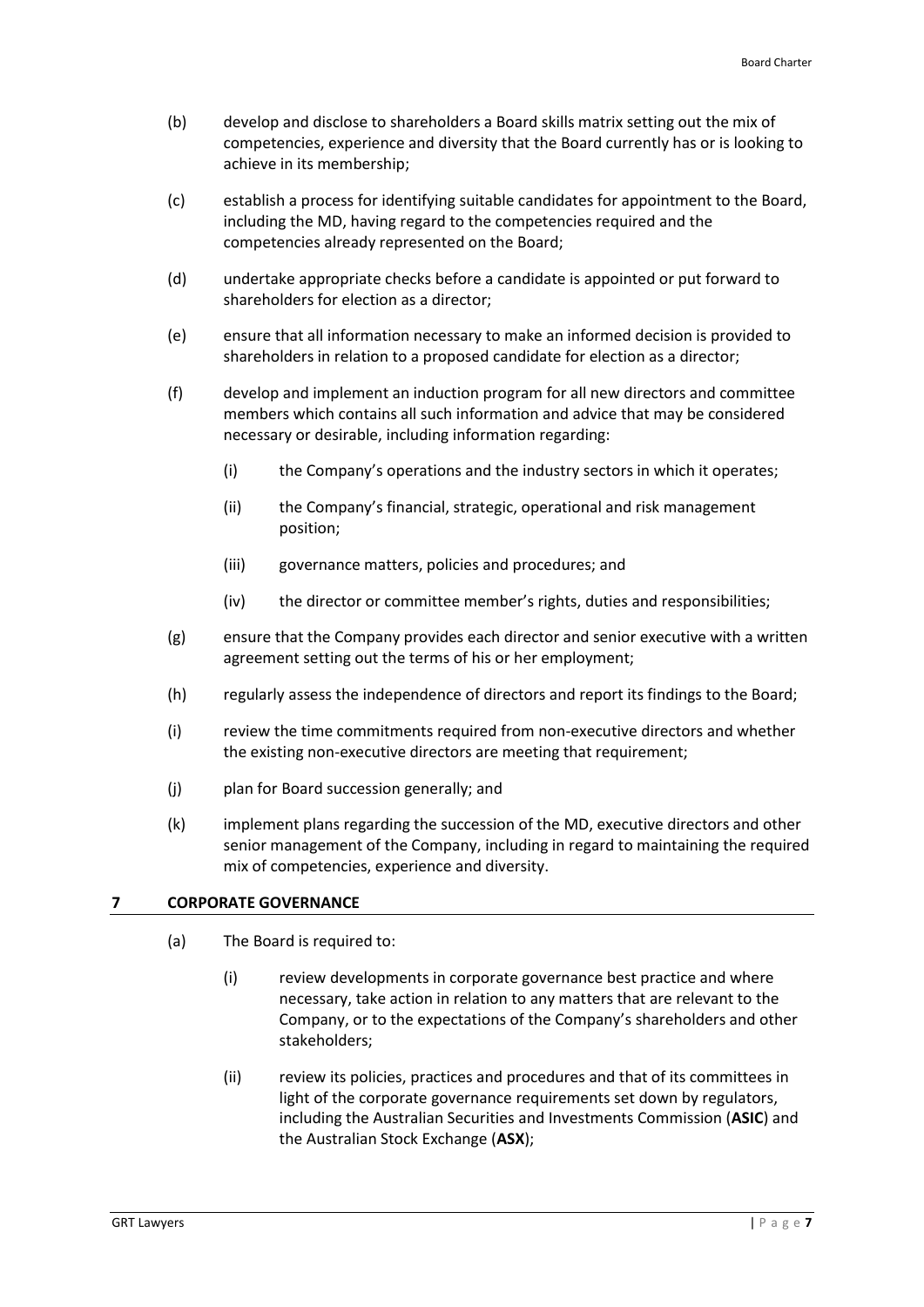(b) develop and disclose to shareholders a Board skills matrix setting out the mix of competencies, experience and diversity that the Board currently has or is looking to achieve in its membership;

(c) establish a process for identifying suitable candidates for appointment to the Board, including the MD, having regard to the competencies required and the competencies already represented on the Board;

(d) undertake appropriate checks before a candidate is appointed or put forward to shareholders for election as a director;

(e) ensure that all information necessary to make an informed decision is provided to shareholders in relation to a proposed candidate for election as a director;

(f) develop and implement an induction program for all new directors and committee members which contains all such information and advice that may be considered necessary or desirable, including information regarding:

   (i) the Company's operations and the industry sectors in which it operates;

   (ii) the Company's financial, strategic, operational and risk management position;

   (iii) governance matters, policies and procedures; and

   (iv) the director or committee member's rights, duties and responsibilities;

(g) ensure that the Company provides each director and senior executive with a written agreement setting out the terms of his or her employment;

(h) regularly assess the independence of directors and report its findings to the Board;

(i) review the time commitments required from non-executive directors and whether the existing non-executive directors are meeting that requirement;

(j) plan for Board succession generally; and

(k) implement plans regarding the succession of the MD, executive directors and other senior management of the Company, including in regard to maintaining the required mix of competencies, experience and diversity.

## 7 CORPORATE GOVERNANCE

(a) The Board is required to:

   (i) review developments in corporate governance best practice and where necessary, take action in relation to any matters that are relevant to the Company, or to the expectations of the Company's shareholders and other stakeholders;

   (ii) review its policies, practices and procedures and that of its committees in light of the corporate governance requirements set down by regulators, including the Australian Securities and Investments Commission (**ASIC**) and the Australian Stock Exchange (**ASX**);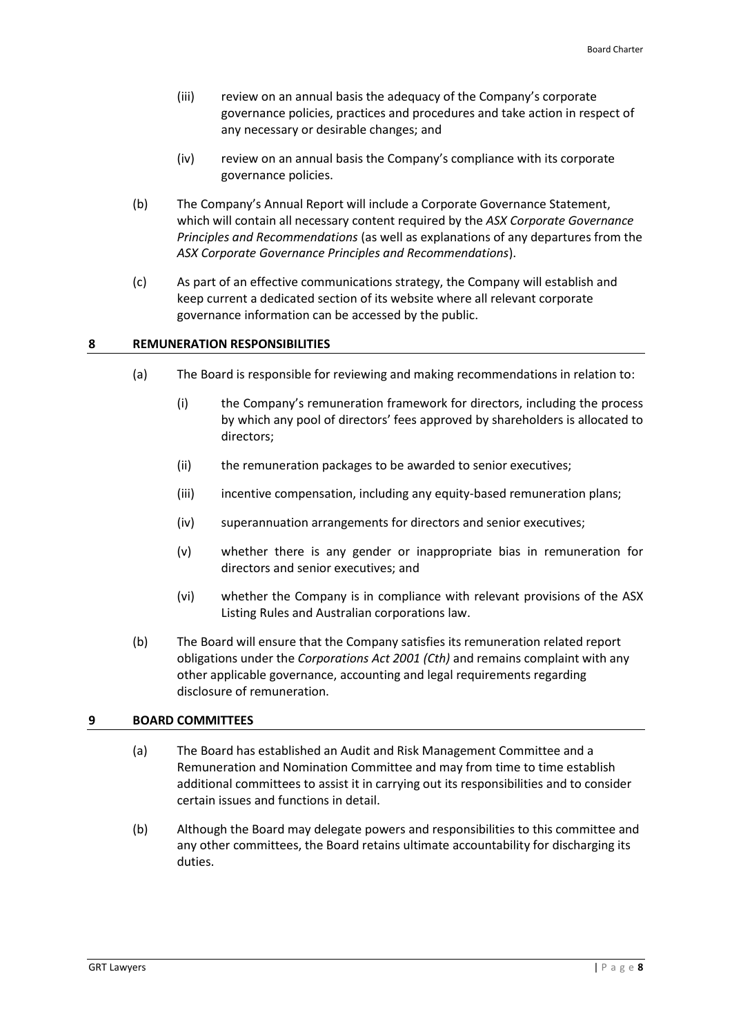(iii) review on an annual basis the adequacy of the Company's corporate governance policies, practices and procedures and take action in respect of any necessary or desirable changes; and

(iv) review on an annual basis the Company's compliance with its corporate governance policies.

(b) The Company's Annual Report will include a Corporate Governance Statement, which will contain all necessary content required by the *ASX Corporate Governance Principles and Recommendations* (as well as explanations of any departures from the *ASX Corporate Governance Principles and Recommendations*).

(c) As part of an effective communications strategy, the Company will establish and keep current a dedicated section of its website where all relevant corporate governance information can be accessed by the public.

## 8 REMUNERATION RESPONSIBILITIES

(a) The Board is responsible for reviewing and making recommendations in relation to:

(i) the Company's remuneration framework for directors, including the process by which any pool of directors' fees approved by shareholders is allocated to directors;

(ii) the remuneration packages to be awarded to senior executives;

(iii) incentive compensation, including any equity-based remuneration plans;

(iv) superannuation arrangements for directors and senior executives;

(v) whether there is any gender or inappropriate bias in remuneration for directors and senior executives; and

(vi) whether the Company is in compliance with relevant provisions of the ASX Listing Rules and Australian corporations law.

(b) The Board will ensure that the Company satisfies its remuneration related report obligations under the *Corporations Act 2001 (Cth)* and remains complaint with any other applicable governance, accounting and legal requirements regarding disclosure of remuneration.

## 9 BOARD COMMITTEES

(a) The Board has established an Audit and Risk Management Committee and a Remuneration and Nomination Committee and may from time to time establish additional committees to assist it in carrying out its responsibilities and to consider certain issues and functions in detail.

(b) Although the Board may delegate powers and responsibilities to this committee and any other committees, the Board retains ultimate accountability for discharging its duties.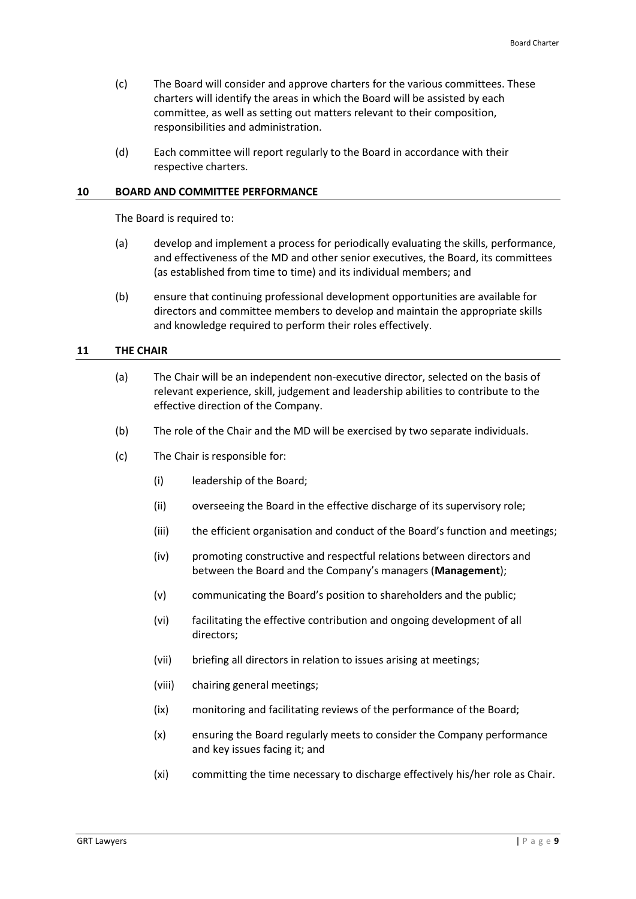(c) The Board will consider and approve charters for the various committees. These charters will identify the areas in which the Board will be assisted by each committee, as well as setting out matters relevant to their composition, responsibilities and administration.

(d) Each committee will report regularly to the Board in accordance with their respective charters.

## 10 BOARD AND COMMITTEE PERFORMANCE

The Board is required to:

(a) develop and implement a process for periodically evaluating the skills, performance, and effectiveness of the MD and other senior executives, the Board, its committees (as established from time to time) and its individual members; and

(b) ensure that continuing professional development opportunities are available for directors and committee members to develop and maintain the appropriate skills and knowledge required to perform their roles effectively.

## 11 THE CHAIR

(a) The Chair will be an independent non-executive director, selected on the basis of relevant experience, skill, judgement and leadership abilities to contribute to the effective direction of the Company.

(b) The role of the Chair and the MD will be exercised by two separate individuals.

(c) The Chair is responsible for:

- (i) leadership of the Board;
- (ii) overseeing the Board in the effective discharge of its supervisory role;
- (iii) the efficient organisation and conduct of the Board's function and meetings;
- (iv) promoting constructive and respectful relations between directors and between the Board and the Company's managers (**Management**);
- (v) communicating the Board's position to shareholders and the public;
- (vi) facilitating the effective contribution and ongoing development of all directors;
- (vii) briefing all directors in relation to issues arising at meetings;
- (viii) chairing general meetings;
- (ix) monitoring and facilitating reviews of the performance of the Board;
- (x) ensuring the Board regularly meets to consider the Company performance and key issues facing it; and
- (xi) committing the time necessary to discharge effectively his/her role as Chair.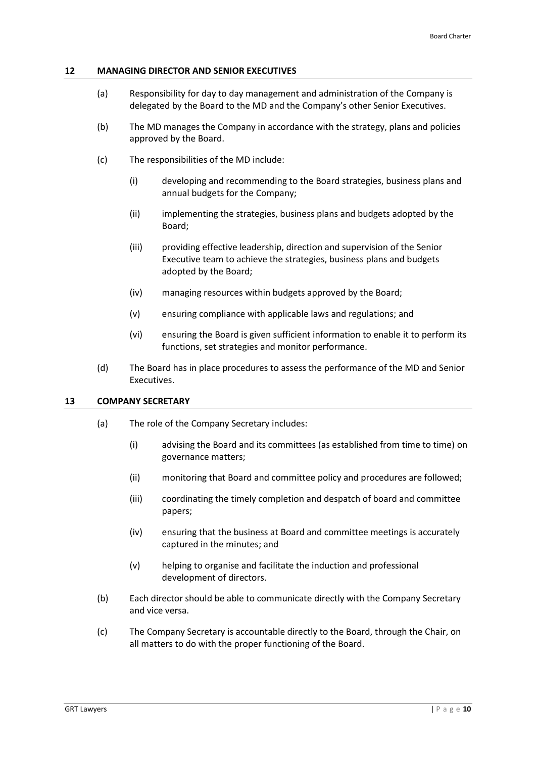## 12 MANAGING DIRECTOR AND SENIOR EXECUTIVES

(a) Responsibility for day to day management and administration of the Company is delegated by the Board to the MD and the Company's other Senior Executives.

(b) The MD manages the Company in accordance with the strategy, plans and policies approved by the Board.

(c) The responsibilities of the MD include:

  (i) developing and recommending to the Board strategies, business plans and annual budgets for the Company;

  (ii) implementing the strategies, business plans and budgets adopted by the Board;

  (iii) providing effective leadership, direction and supervision of the Senior Executive team to achieve the strategies, business plans and budgets adopted by the Board;

  (iv) managing resources within budgets approved by the Board;

  (v) ensuring compliance with applicable laws and regulations; and

  (vi) ensuring the Board is given sufficient information to enable it to perform its functions, set strategies and monitor performance.

(d) The Board has in place procedures to assess the performance of the MD and Senior Executives.

## 13 COMPANY SECRETARY

(a) The role of the Company Secretary includes:

  (i) advising the Board and its committees (as established from time to time) on governance matters;

  (ii) monitoring that Board and committee policy and procedures are followed;

  (iii) coordinating the timely completion and despatch of board and committee papers;

  (iv) ensuring that the business at Board and committee meetings is accurately captured in the minutes; and

  (v) helping to organise and facilitate the induction and professional development of directors.

(b) Each director should be able to communicate directly with the Company Secretary and vice versa.

(c) The Company Secretary is accountable directly to the Board, through the Chair, on all matters to do with the proper functioning of the Board.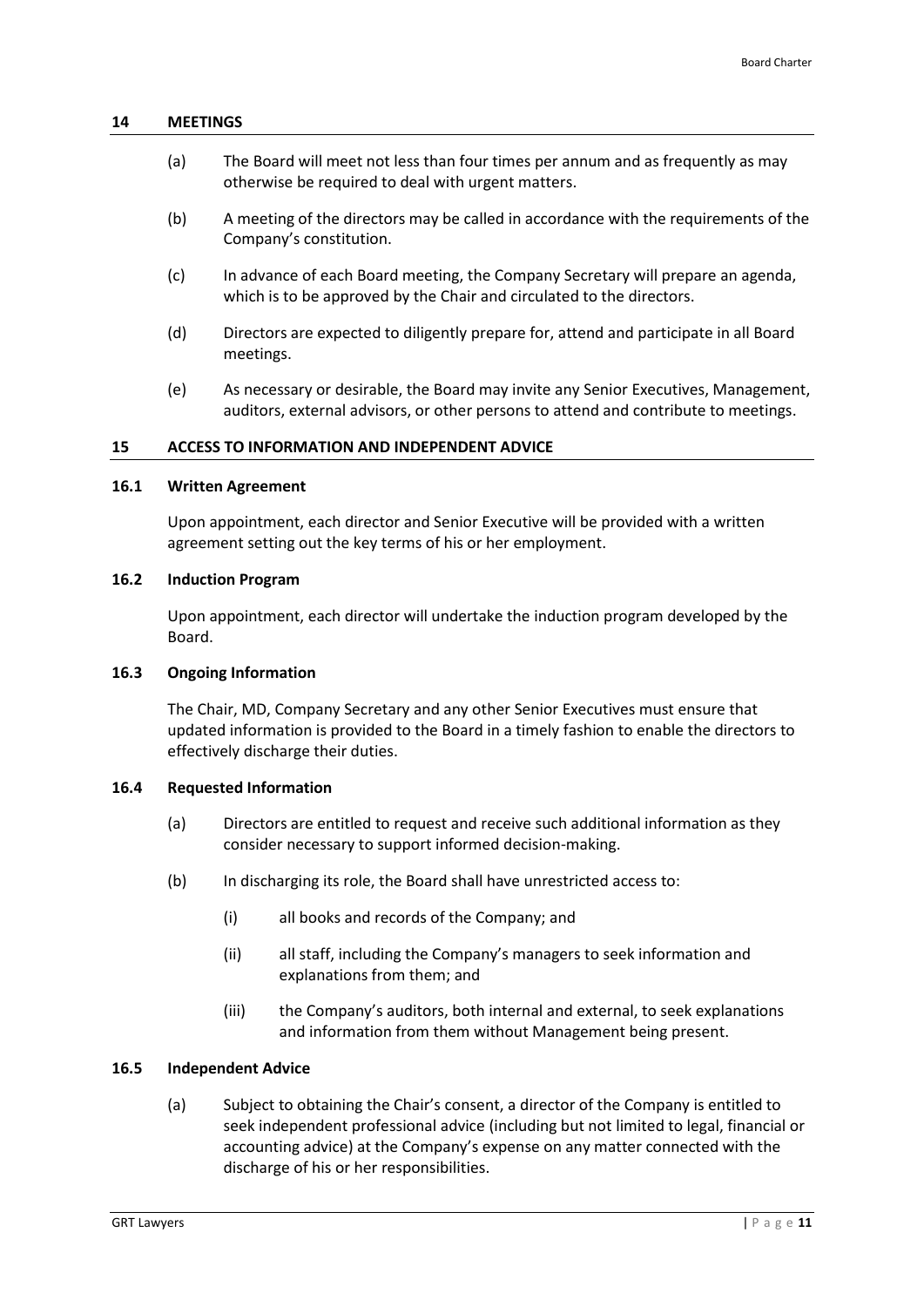## 14 MEETINGS

(a) The Board will meet not less than four times per annum and as frequently as may otherwise be required to deal with urgent matters.

(b) A meeting of the directors may be called in accordance with the requirements of the Company's constitution.

(c) In advance of each Board meeting, the Company Secretary will prepare an agenda, which is to be approved by the Chair and circulated to the directors.

(d) Directors are expected to diligently prepare for, attend and participate in all Board meetings.

(e) As necessary or desirable, the Board may invite any Senior Executives, Management, auditors, external advisors, or other persons to attend and contribute to meetings.

## 15 ACCESS TO INFORMATION AND INDEPENDENT ADVICE

### 16.1 Written Agreement

Upon appointment, each director and Senior Executive will be provided with a written agreement setting out the key terms of his or her employment.

### 16.2 Induction Program

Upon appointment, each director will undertake the induction program developed by the Board.

### 16.3 Ongoing Information

The Chair, MD, Company Secretary and any other Senior Executives must ensure that updated information is provided to the Board in a timely fashion to enable the directors to effectively discharge their duties.

### 16.4 Requested Information

(a) Directors are entitled to request and receive such additional information as they consider necessary to support informed decision-making.

(b) In discharging its role, the Board shall have unrestricted access to:

(i) all books and records of the Company; and

(ii) all staff, including the Company's managers to seek information and explanations from them; and

(iii) the Company's auditors, both internal and external, to seek explanations and information from them without Management being present.

### 16.5 Independent Advice

(a) Subject to obtaining the Chair's consent, a director of the Company is entitled to seek independent professional advice (including but not limited to legal, financial or accounting advice) at the Company's expense on any matter connected with the discharge of his or her responsibilities.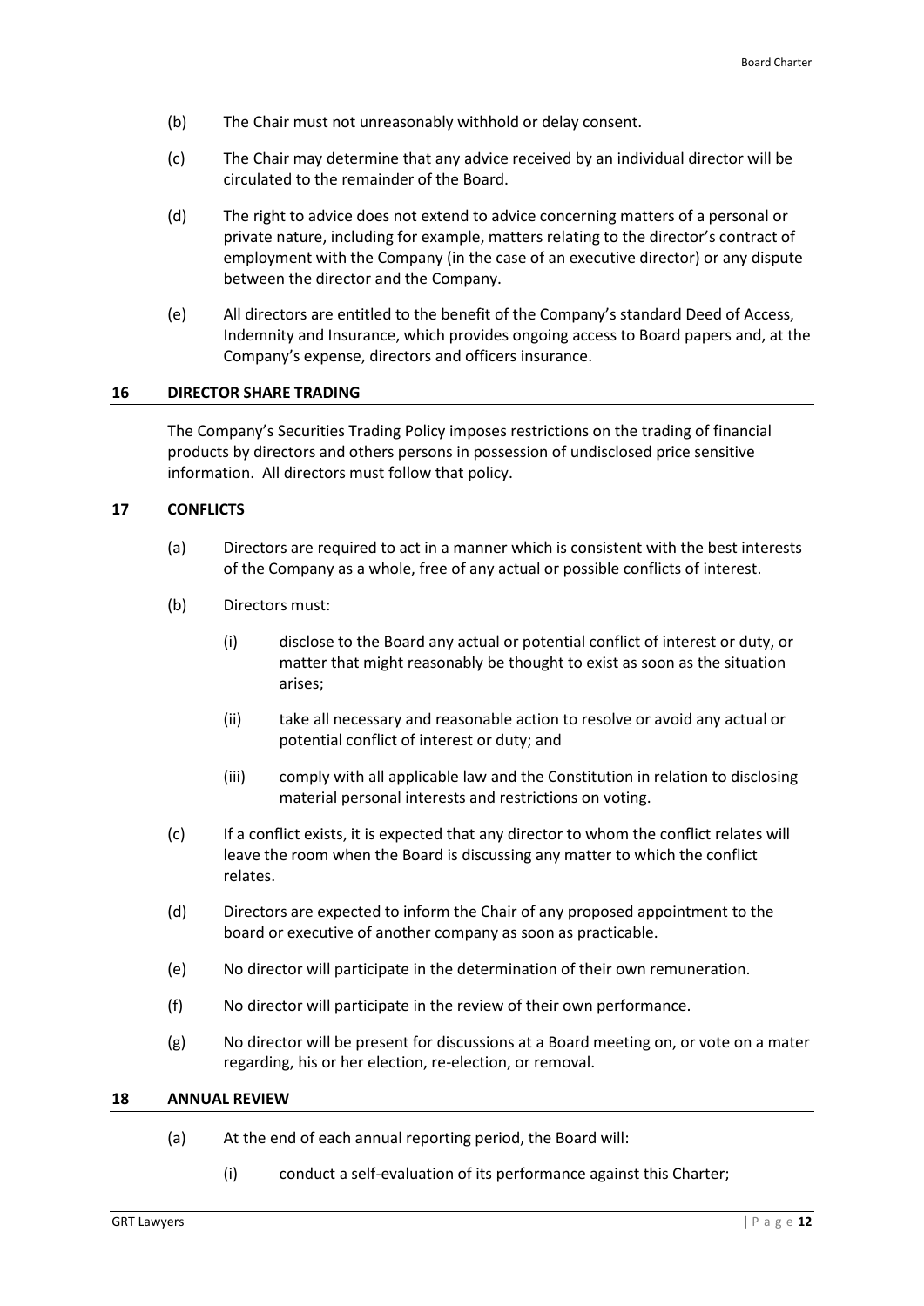(b) The Chair must not unreasonably withhold or delay consent.

(c) The Chair may determine that any advice received by an individual director will be circulated to the remainder of the Board.

(d) The right to advice does not extend to advice concerning matters of a personal or private nature, including for example, matters relating to the director's contract of employment with the Company (in the case of an executive director) or any dispute between the director and the Company.

(e) All directors are entitled to the benefit of the Company's standard Deed of Access, Indemnity and Insurance, which provides ongoing access to Board papers and, at the Company's expense, directors and officers insurance.

## 16 DIRECTOR SHARE TRADING

The Company's Securities Trading Policy imposes restrictions on the trading of financial products by directors and others persons in possession of undisclosed price sensitive information. All directors must follow that policy.

## 17 CONFLICTS

(a) Directors are required to act in a manner which is consistent with the best interests of the Company as a whole, free of any actual or possible conflicts of interest.

(b) Directors must:

  (i) disclose to the Board any actual or potential conflict of interest or duty, or matter that might reasonably be thought to exist as soon as the situation arises;

  (ii) take all necessary and reasonable action to resolve or avoid any actual or potential conflict of interest or duty; and

  (iii) comply with all applicable law and the Constitution in relation to disclosing material personal interests and restrictions on voting.

(c) If a conflict exists, it is expected that any director to whom the conflict relates will leave the room when the Board is discussing any matter to which the conflict relates.

(d) Directors are expected to inform the Chair of any proposed appointment to the board or executive of another company as soon as practicable.

(e) No director will participate in the determination of their own remuneration.

(f) No director will participate in the review of their own performance.

(g) No director will be present for discussions at a Board meeting on, or vote on a mater regarding, his or her election, re-election, or removal.

## 18 ANNUAL REVIEW

(a) At the end of each annual reporting period, the Board will:

  (i) conduct a self-evaluation of its performance against this Charter;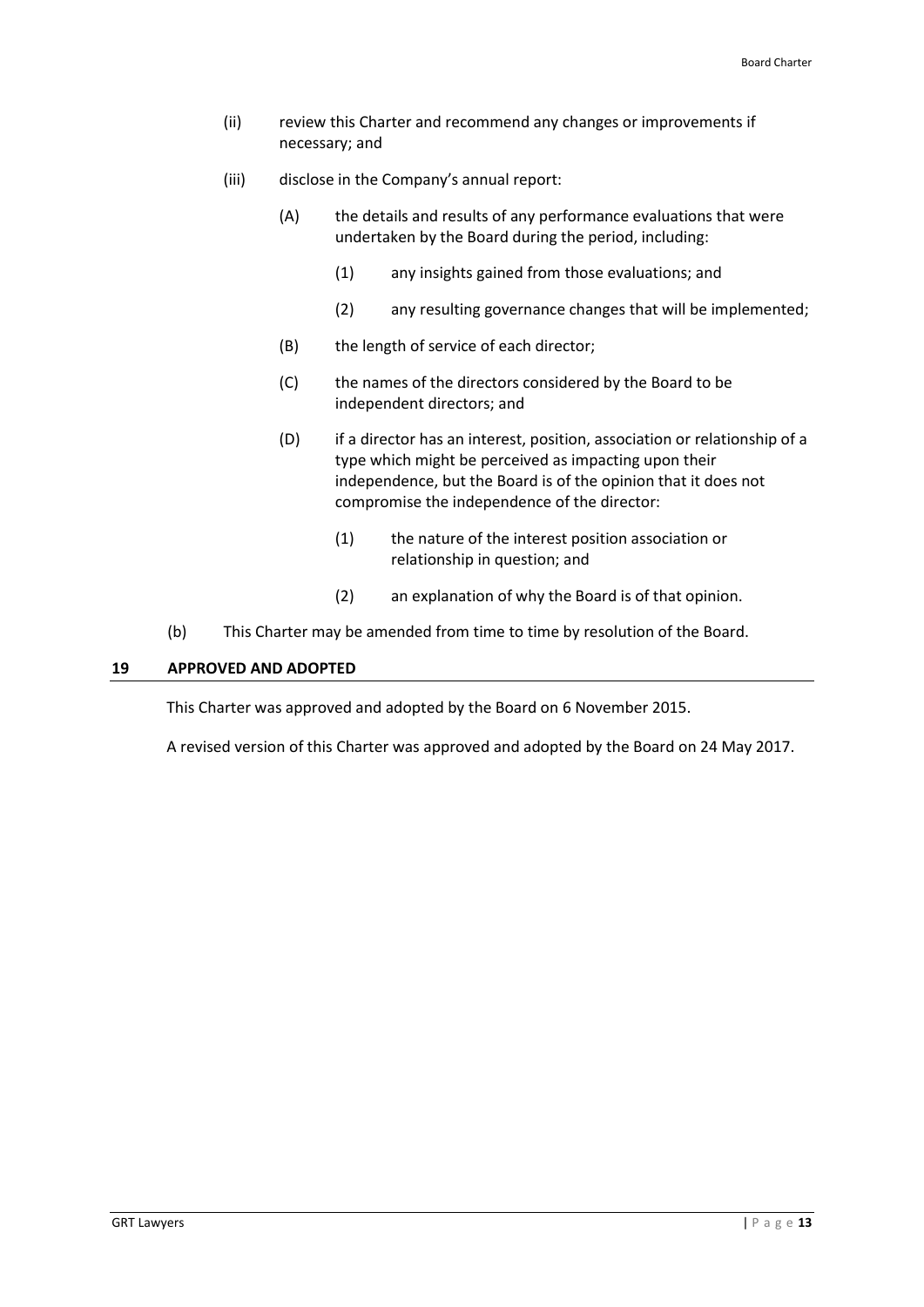(ii) review this Charter and recommend any changes or improvements if necessary; and

(iii) disclose in the Company's annual report:

(A) the details and results of any performance evaluations that were undertaken by the Board during the period, including:

(1) any insights gained from those evaluations; and

(2) any resulting governance changes that will be implemented;

(B) the length of service of each director;

(C) the names of the directors considered by the Board to be independent directors; and

(D) if a director has an interest, position, association or relationship of a type which might be perceived as impacting upon their independence, but the Board is of the opinion that it does not compromise the independence of the director:

(1) the nature of the interest position association or relationship in question; and

(2) an explanation of why the Board is of that opinion.

(b) This Charter may be amended from time to time by resolution of the Board.

## 19 APPROVED AND ADOPTED

This Charter was approved and adopted by the Board on 6 November 2015.

A revised version of this Charter was approved and adopted by the Board on 24 May 2017.